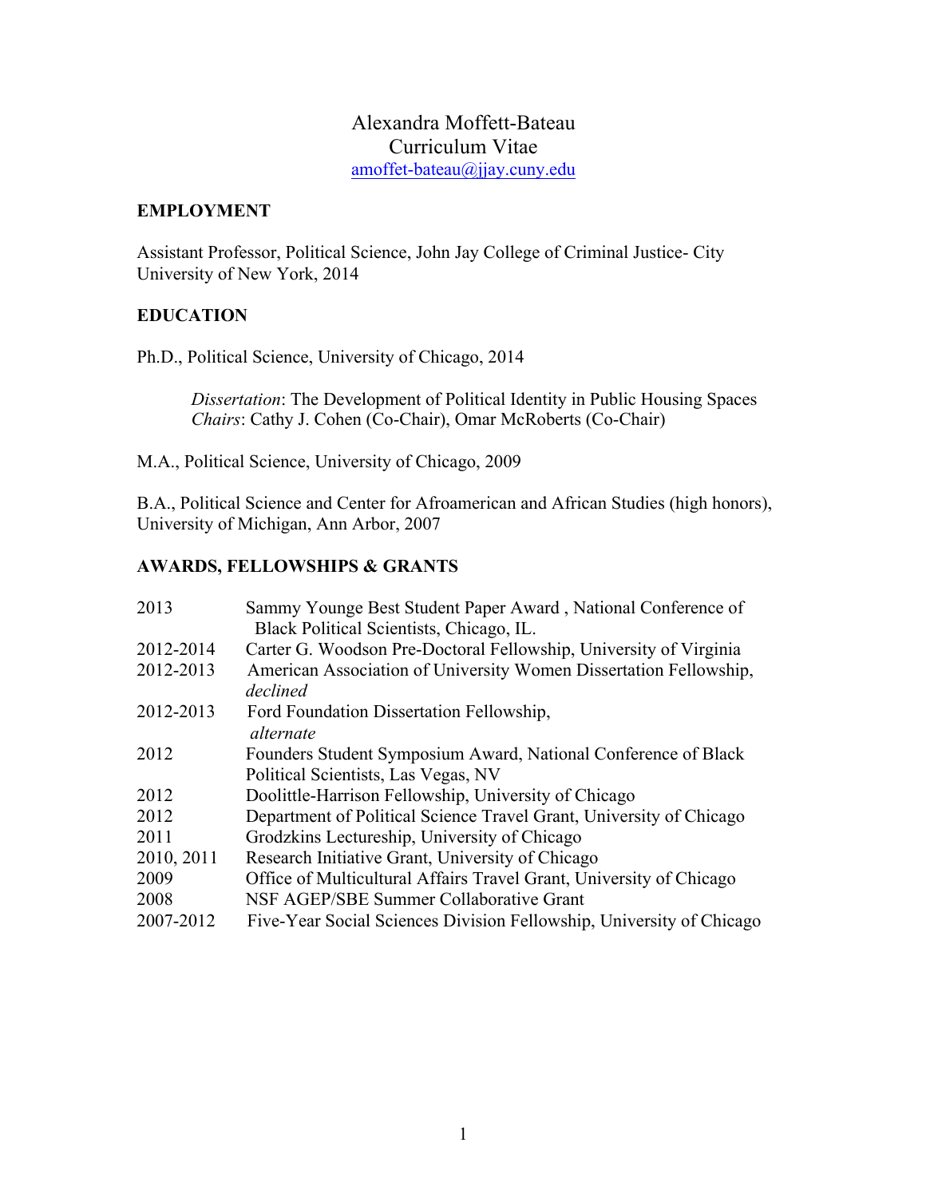# Alexandra Moffett-Bateau
## Curriculum Vitae
amoffet-bateau@jjay.cuny.edu

## EMPLOYMENT

Assistant Professor, Political Science, John Jay College of Criminal Justice- City University of New York, 2014

## EDUCATION

Ph.D., Political Science, University of Chicago, 2014

> *Dissertation*: The Development of Political Identity in Public Housing Spaces
> *Chairs*: Cathy J. Cohen (Co-Chair), Omar McRoberts (Co-Chair)

M.A., Political Science, University of Chicago, 2009

B.A., Political Science and Center for Afroamerican and African Studies (high honors), University of Michigan, Ann Arbor, 2007

## AWARDS, FELLOWSHIPS & GRANTS

| | |
|---|---|
| 2013 | Sammy Younge Best Student Paper Award , National Conference of Black Political Scientists, Chicago, IL. |
| 2012-2014 | Carter G. Woodson Pre-Doctoral Fellowship, University of Virginia |
| 2012-2013 | American Association of University Women Dissertation Fellowship, *declined* |
| 2012-2013 | Ford Foundation Dissertation Fellowship, *alternate* |
| 2012 | Founders Student Symposium Award, National Conference of Black Political Scientists, Las Vegas, NV |
| 2012 | Doolittle-Harrison Fellowship, University of Chicago |
| 2012 | Department of Political Science Travel Grant, University of Chicago |
| 2011 | Grodzkins Lectureship, University of Chicago |
| 2010, 2011 | Research Initiative Grant, University of Chicago |
| 2009 | Office of Multicultural Affairs Travel Grant, University of Chicago |
| 2008 | NSF AGEP/SBE Summer Collaborative Grant |
| 2007-2012 | Five-Year Social Sciences Division Fellowship, University of Chicago |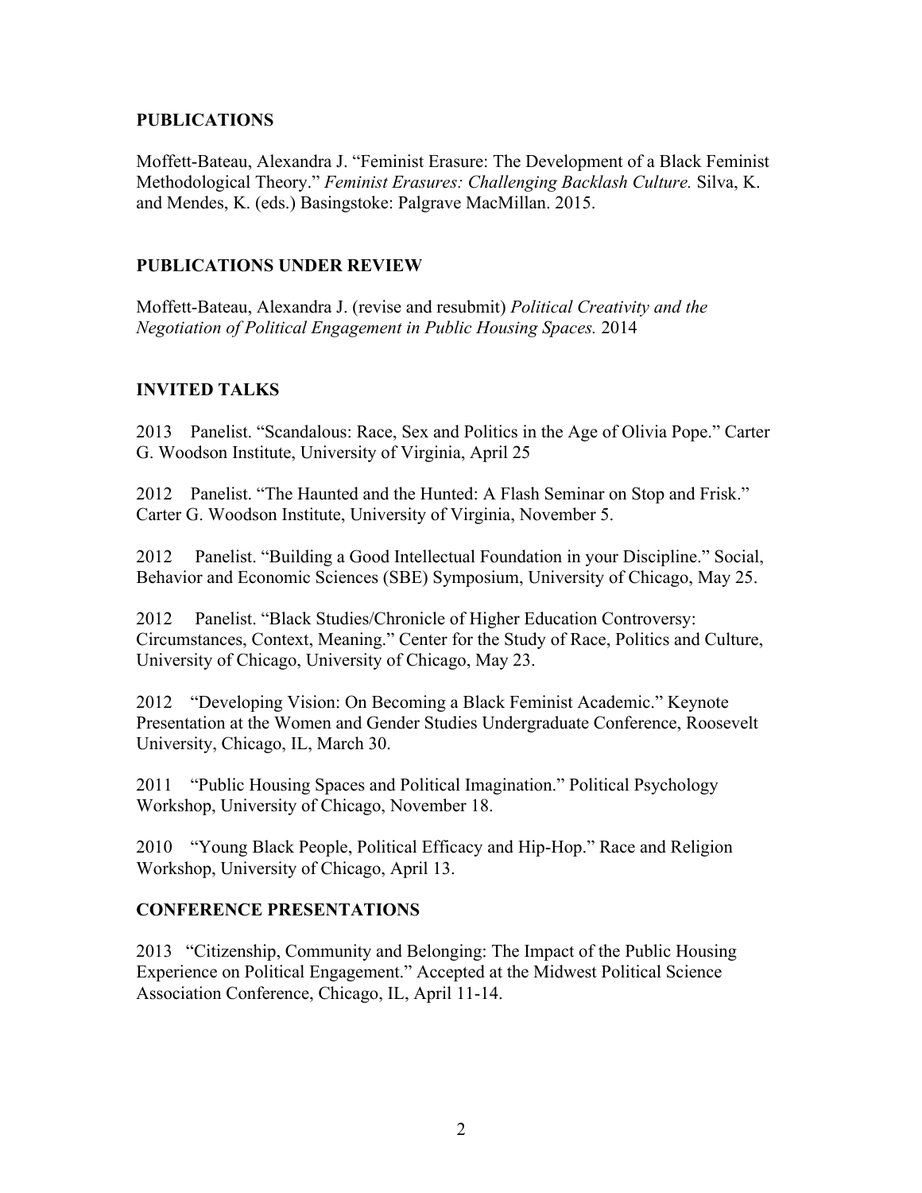## PUBLICATIONS

Moffett-Bateau, Alexandra J. "Feminist Erasure: The Development of a Black Feminist Methodological Theory." *Feminist Erasures: Challenging Backlash Culture.* Silva, K. and Mendes, K. (eds.) Basingstoke: Palgrave MacMillan. 2015.

## PUBLICATIONS UNDER REVIEW

Moffett-Bateau, Alexandra J. (revise and resubmit) *Political Creativity and the Negotiation of Political Engagement in Public Housing Spaces.* 2014

## INVITED TALKS

2013 Panelist. "Scandalous: Race, Sex and Politics in the Age of Olivia Pope." Carter G. Woodson Institute, University of Virginia, April 25

2012 Panelist. "The Haunted and the Hunted: A Flash Seminar on Stop and Frisk." Carter G. Woodson Institute, University of Virginia, November 5.

2012 Panelist. "Building a Good Intellectual Foundation in your Discipline." Social, Behavior and Economic Sciences (SBE) Symposium, University of Chicago, May 25.

2012 Panelist. "Black Studies/Chronicle of Higher Education Controversy: Circumstances, Context, Meaning." Center for the Study of Race, Politics and Culture, University of Chicago, University of Chicago, May 23.

2012 "Developing Vision: On Becoming a Black Feminist Academic." Keynote Presentation at the Women and Gender Studies Undergraduate Conference, Roosevelt University, Chicago, IL, March 30.

2011 "Public Housing Spaces and Political Imagination." Political Psychology Workshop, University of Chicago, November 18.

2010 "Young Black People, Political Efficacy and Hip-Hop." Race and Religion Workshop, University of Chicago, April 13.

## CONFERENCE PRESENTATIONS

2013 "Citizenship, Community and Belonging: The Impact of the Public Housing Experience on Political Engagement." Accepted at the Midwest Political Science Association Conference, Chicago, IL, April 11-14.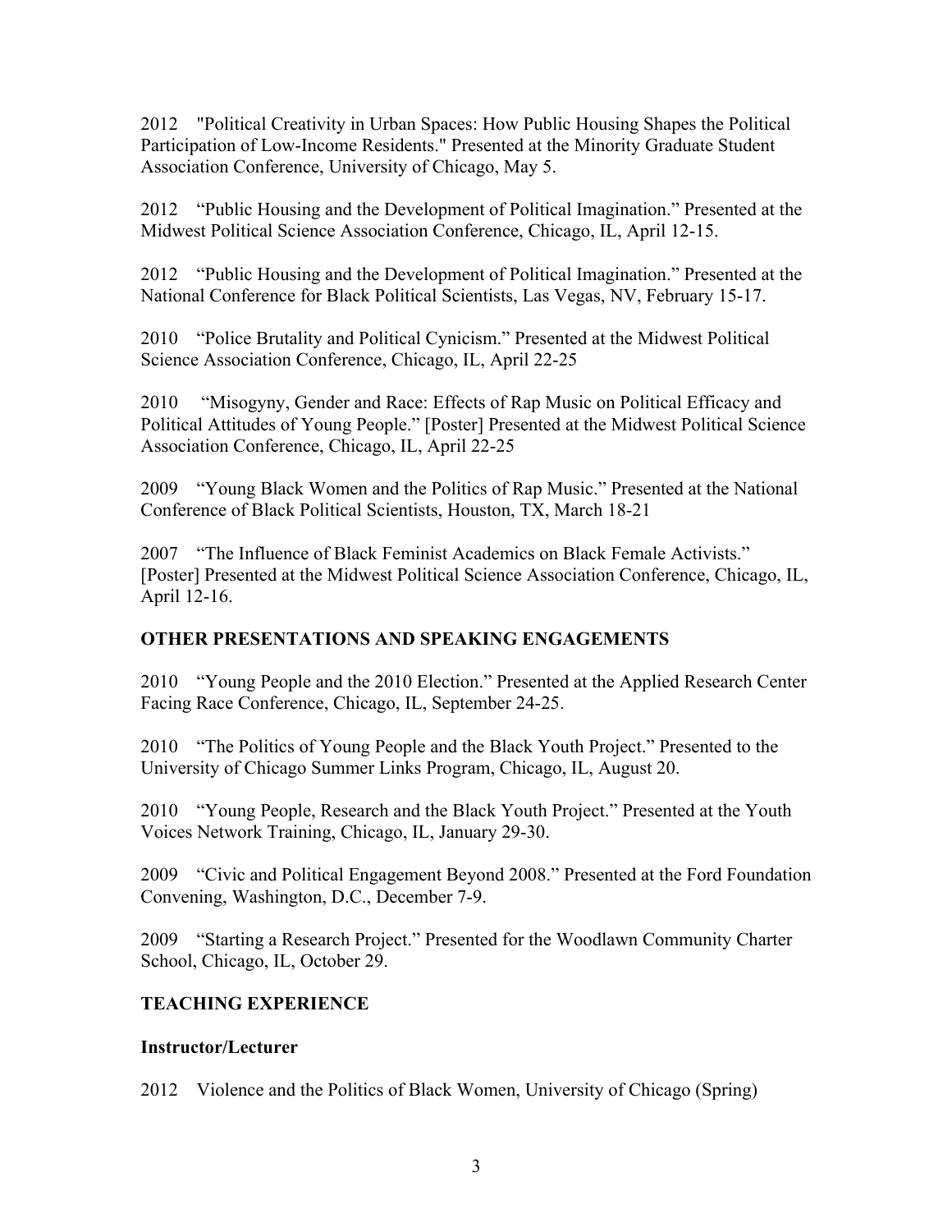2012 "Political Creativity in Urban Spaces: How Public Housing Shapes the Political Participation of Low-Income Residents." Presented at the Minority Graduate Student Association Conference, University of Chicago, May 5.

2012 "Public Housing and the Development of Political Imagination." Presented at the Midwest Political Science Association Conference, Chicago, IL, April 12-15.

2012 "Public Housing and the Development of Political Imagination." Presented at the National Conference for Black Political Scientists, Las Vegas, NV, February 15-17.

2010 "Police Brutality and Political Cynicism." Presented at the Midwest Political Science Association Conference, Chicago, IL, April 22-25

2010 "Misogyny, Gender and Race: Effects of Rap Music on Political Efficacy and Political Attitudes of Young People." [Poster] Presented at the Midwest Political Science Association Conference, Chicago, IL, April 22-25

2009 "Young Black Women and the Politics of Rap Music." Presented at the National Conference of Black Political Scientists, Houston, TX, March 18-21

2007 "The Influence of Black Feminist Academics on Black Female Activists." [Poster] Presented at the Midwest Political Science Association Conference, Chicago, IL, April 12-16.

## OTHER PRESENTATIONS AND SPEAKING ENGAGEMENTS

2010 "Young People and the 2010 Election." Presented at the Applied Research Center Facing Race Conference, Chicago, IL, September 24-25.

2010 "The Politics of Young People and the Black Youth Project." Presented to the University of Chicago Summer Links Program, Chicago, IL, August 20.

2010 "Young People, Research and the Black Youth Project." Presented at the Youth Voices Network Training, Chicago, IL, January 29-30.

2009 "Civic and Political Engagement Beyond 2008." Presented at the Ford Foundation Convening, Washington, D.C., December 7-9.

2009 "Starting a Research Project." Presented for the Woodlawn Community Charter School, Chicago, IL, October 29.

## TEACHING EXPERIENCE

### Instructor/Lecturer

2012 Violence and the Politics of Black Women, University of Chicago (Spring)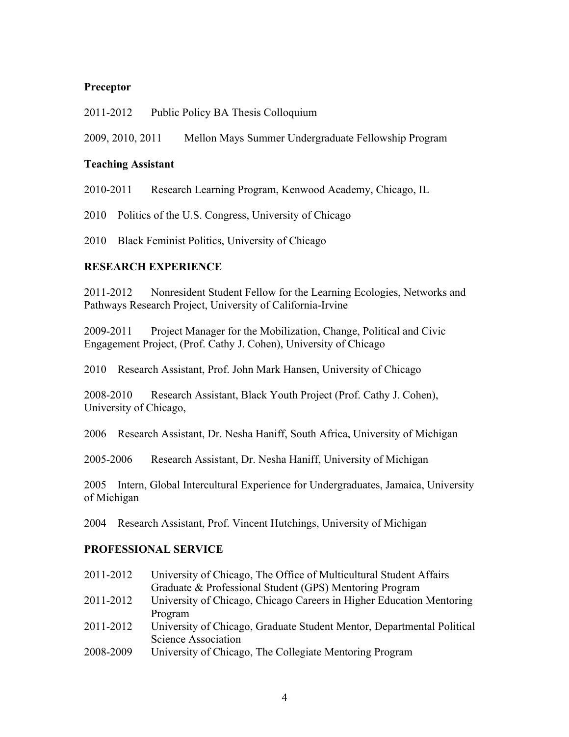**Preceptor**

2011-2012 Public Policy BA Thesis Colloquium

2009, 2010, 2011 Mellon Mays Summer Undergraduate Fellowship Program

**Teaching Assistant**

2010-2011 Research Learning Program, Kenwood Academy, Chicago, IL

2010 Politics of the U.S. Congress, University of Chicago

2010 Black Feminist Politics, University of Chicago

## RESEARCH EXPERIENCE

2011-2012 Nonresident Student Fellow for the Learning Ecologies, Networks and Pathways Research Project, University of California-Irvine

2009-2011 Project Manager for the Mobilization, Change, Political and Civic Engagement Project, (Prof. Cathy J. Cohen), University of Chicago

2010 Research Assistant, Prof. John Mark Hansen, University of Chicago

2008-2010 Research Assistant, Black Youth Project (Prof. Cathy J. Cohen), University of Chicago,

2006 Research Assistant, Dr. Nesha Haniff, South Africa, University of Michigan

2005-2006 Research Assistant, Dr. Nesha Haniff, University of Michigan

2005 Intern, Global Intercultural Experience for Undergraduates, Jamaica, University of Michigan

2004 Research Assistant, Prof. Vincent Hutchings, University of Michigan

## PROFESSIONAL SERVICE

2011-2012 University of Chicago, The Office of Multicultural Student Affairs Graduate & Professional Student (GPS) Mentoring Program

2011-2012 University of Chicago, Chicago Careers in Higher Education Mentoring Program

2011-2012 University of Chicago, Graduate Student Mentor, Departmental Political Science Association

2008-2009 University of Chicago, The Collegiate Mentoring Program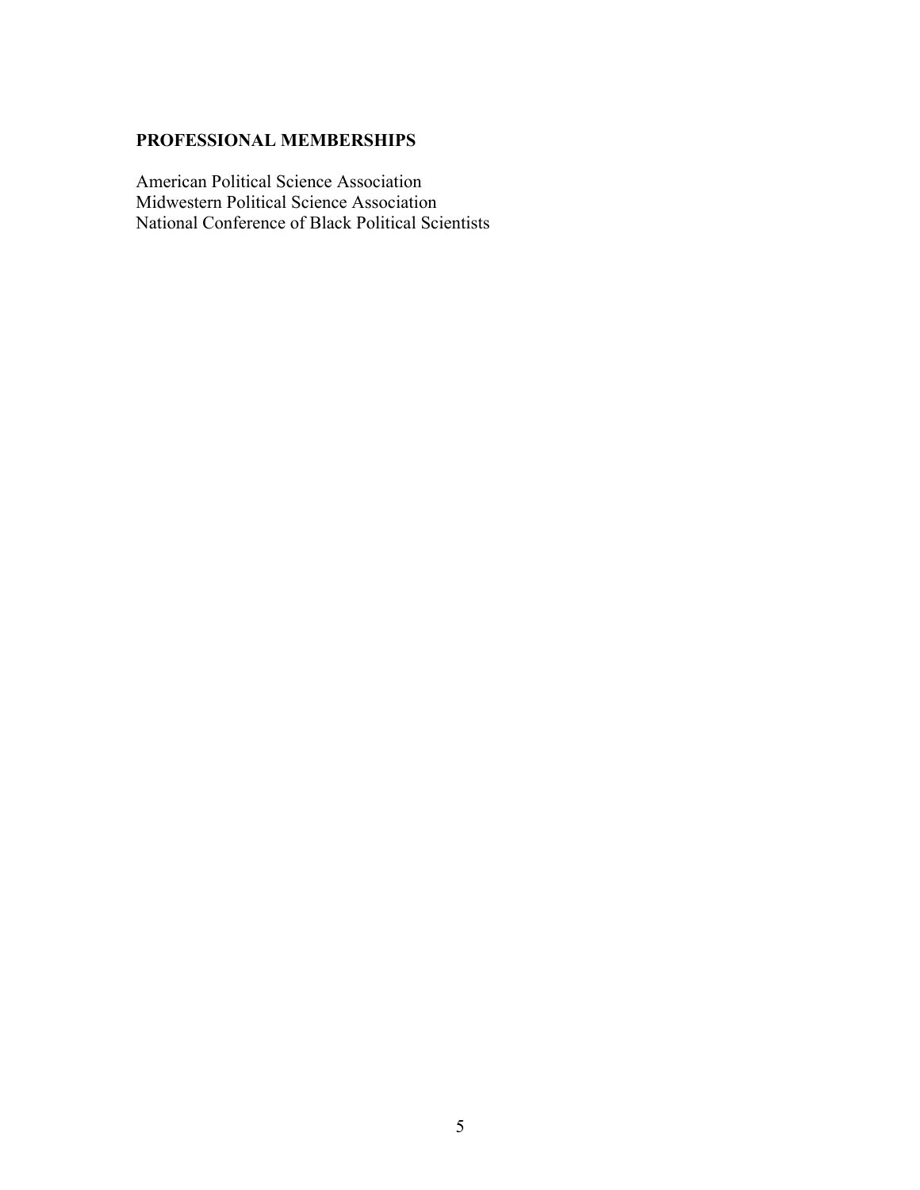## PROFESSIONAL MEMBERSHIPS

American Political Science Association
Midwestern Political Science Association
National Conference of Black Political Scientists